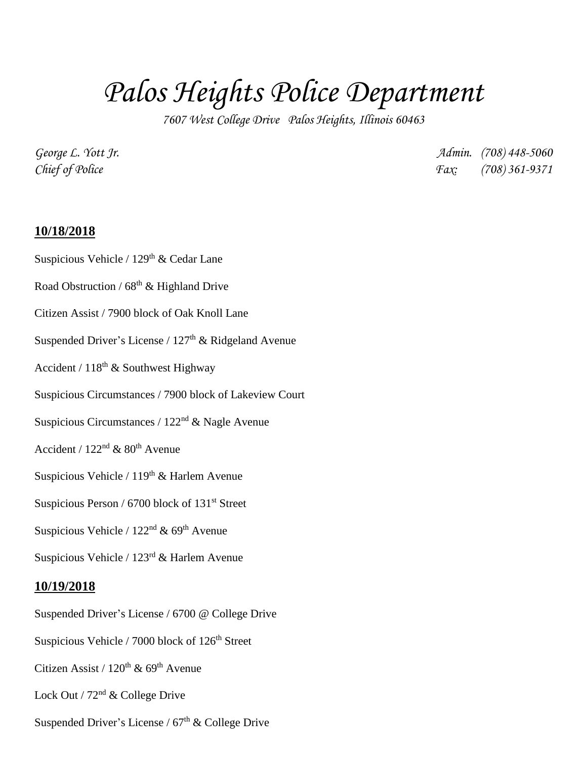# *Palos Heights Police Department*

*7607 West College Drive   Palos Heights, Illinois 60463*

*George L. Yott Jr.*
*Chief of Police*

*Admin.  (708) 448-5060*
*Fax:  (708) 361-9371*

## **10/18/2018**

Suspicious Vehicle / 129th & Cedar Lane

Road Obstruction / 68th & Highland Drive

Citizen Assist / 7900 block of Oak Knoll Lane

Suspended Driver's License / 127th & Ridgeland Avenue

Accident / 118th & Southwest Highway

Suspicious Circumstances / 7900 block of Lakeview Court

Suspicious Circumstances / 122nd & Nagle Avenue

Accident / 122nd & 80th Avenue

Suspicious Vehicle / 119th & Harlem Avenue

Suspicious Person / 6700 block of 131st Street

Suspicious Vehicle / 122nd & 69th Avenue

Suspicious Vehicle / 123rd & Harlem Avenue

## **10/19/2018**

Suspended Driver's License / 6700 @ College Drive

Suspicious Vehicle / 7000 block of 126th Street

Citizen Assist / 120th & 69th Avenue

Lock Out / 72nd & College Drive

Suspended Driver's License / 67th & College Drive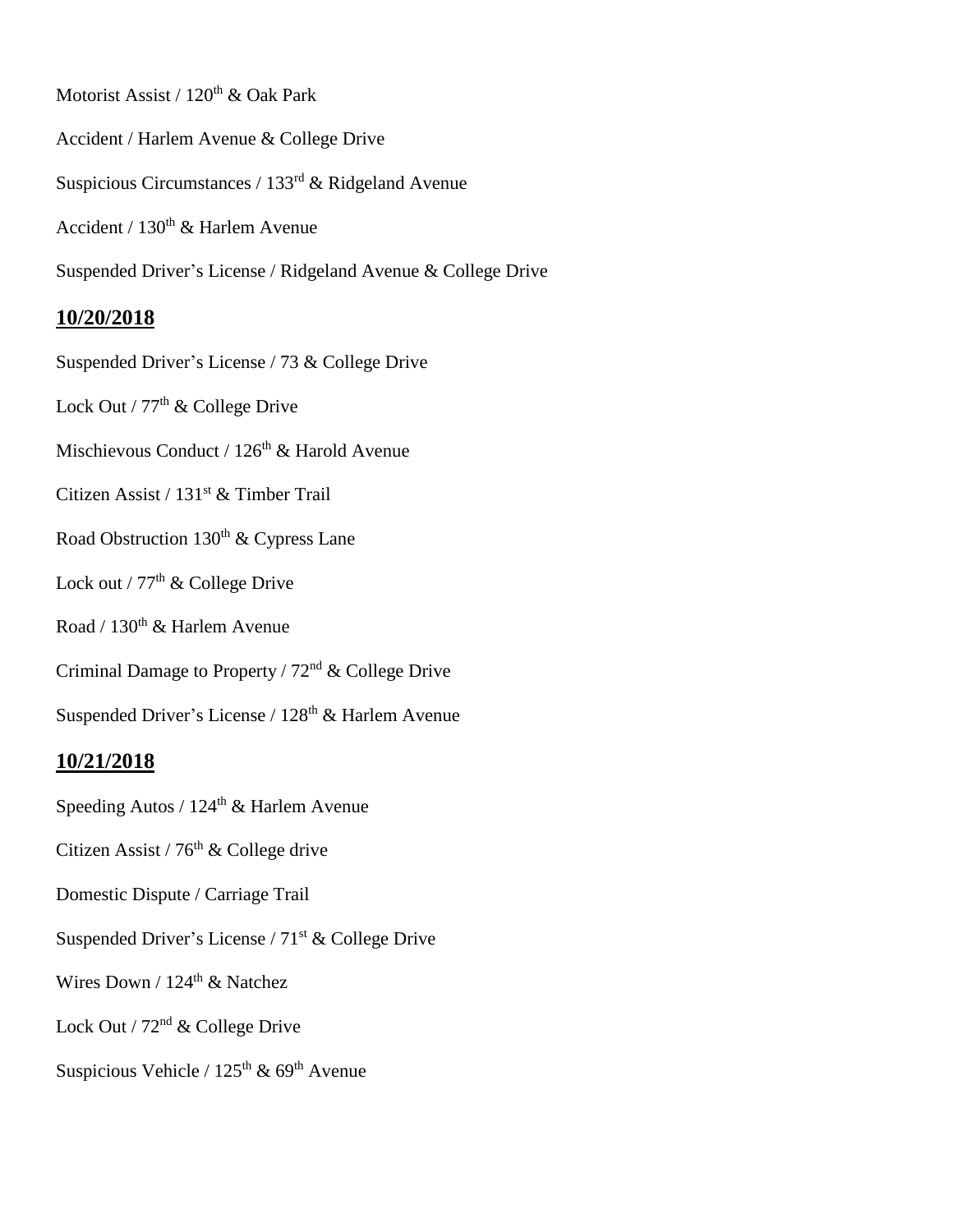Motorist Assist / 120th & Oak Park

Accident / Harlem Avenue & College Drive

Suspicious Circumstances / 133rd & Ridgeland Avenue

Accident / 130th & Harlem Avenue

Suspended Driver's License / Ridgeland Avenue & College Drive

## **10/20/2018**

Suspended Driver's License / 73 & College Drive

Lock Out / 77th & College Drive

Mischievous Conduct / 126th & Harold Avenue

Citizen Assist / 131st & Timber Trail

Road Obstruction 130th & Cypress Lane

Lock out / 77th & College Drive

Road / 130th & Harlem Avenue

Criminal Damage to Property / 72nd & College Drive

Suspended Driver's License / 128th & Harlem Avenue

## **10/21/2018**

Speeding Autos / 124th & Harlem Avenue

Citizen Assist / 76th & College drive

Domestic Dispute / Carriage Trail

Suspended Driver's License / 71st & College Drive

Wires Down / 124th & Natchez

Lock Out / 72nd & College Drive

Suspicious Vehicle / 125th & 69th Avenue